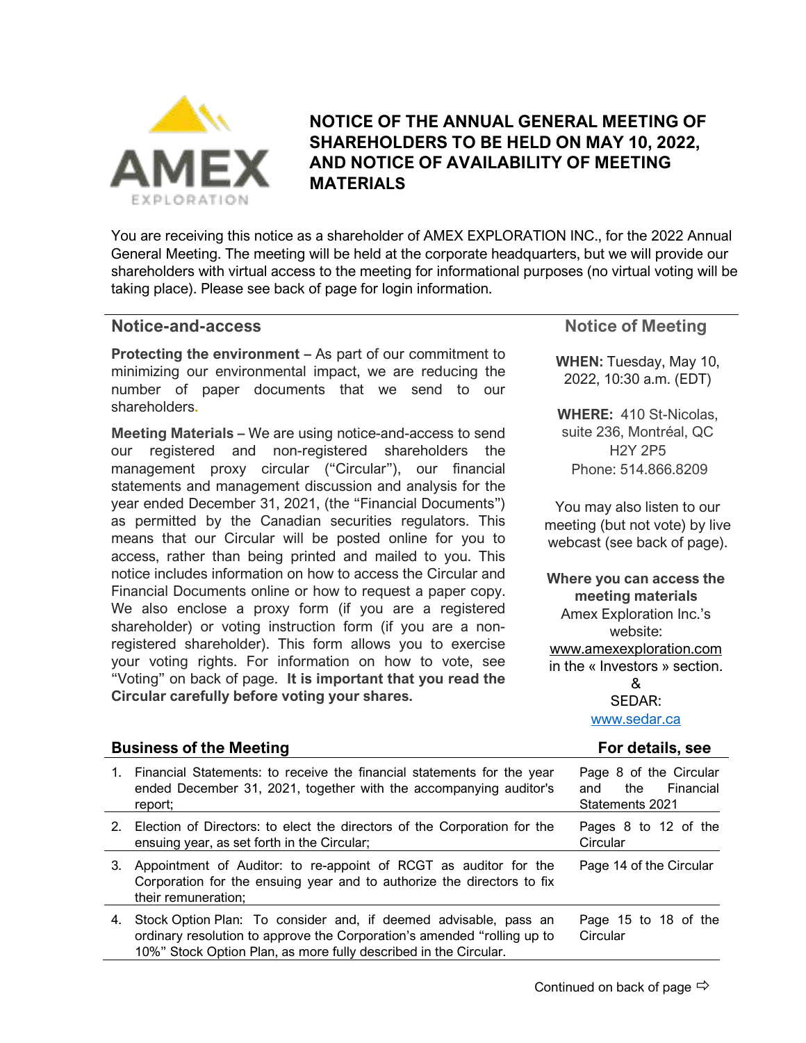# NOTICE OF THE ANNUAL GENERAL MEETING OF SHAREHOLDERS TO BE HELD ON MAY 10, 2022, AND NOTICE OF AVAILABILITY OF MEETING MATERIALS

You are receiving this notice as a shareholder of AMEX EXPLORATION INC., for the 2022 Annual General Meeting. The meeting will be held at the corporate headquarters, but we will provide our shareholders with virtual access to the meeting for informational purposes (no virtual voting will be taking place). Please see back of page for login information.

## Notice-and-access

**Protecting the environment –** As part of our commitment to minimizing our environmental impact, we are reducing the number of paper documents that we send to our shareholders.

**Meeting Materials –** We are using notice-and-access to send our registered and non-registered shareholders the management proxy circular ("Circular"), our financial statements and management discussion and analysis for the year ended December 31, 2021, (the "Financial Documents") as permitted by the Canadian securities regulators. This means that our Circular will be posted online for you to access, rather than being printed and mailed to you. This notice includes information on how to access the Circular and Financial Documents online or how to request a paper copy. We also enclose a proxy form (if you are a registered shareholder) or voting instruction form (if you are a non-registered shareholder). This form allows you to exercise your voting rights. For information on how to vote, see "Voting" on back of page. **It is important that you read the Circular carefully before voting your shares.**

## Notice of Meeting

**WHEN:** Tuesday, May 10, 2022, 10:30 a.m. (EDT)

**WHERE:** 410 St-Nicolas, suite 236, Montréal, QC H2Y 2P5
Phone: 514.866.8209

You may also listen to our meeting (but not vote) by live webcast (see back of page).

**Where you can access the meeting materials**

Amex Exploration Inc.'s website:
www.amexexploration.com
in the « Investors » section.
&
SEDAR:
www.sedar.ca

## Business of the Meeting

| Business of the Meeting | For details, see |
|---|---|
| 1. Financial Statements: to receive the financial statements for the year ended December 31, 2021, together with the accompanying auditor's report; | Page 8 of the Circular and the Financial Statements 2021 |
| 2. Election of Directors: to elect the directors of the Corporation for the ensuing year, as set forth in the Circular; | Pages 8 to 12 of the Circular |
| 3. Appointment of Auditor: to re-appoint of RCGT as auditor for the Corporation for the ensuing year and to authorize the directors to fix their remuneration; | Page 14 of the Circular |
| 4. Stock Option Plan: To consider and, if deemed advisable, pass an ordinary resolution to approve the Corporation's amended "rolling up to 10%" Stock Option Plan, as more fully described in the Circular. | Page 15 to 18 of the Circular |

Continued on back of page ⇨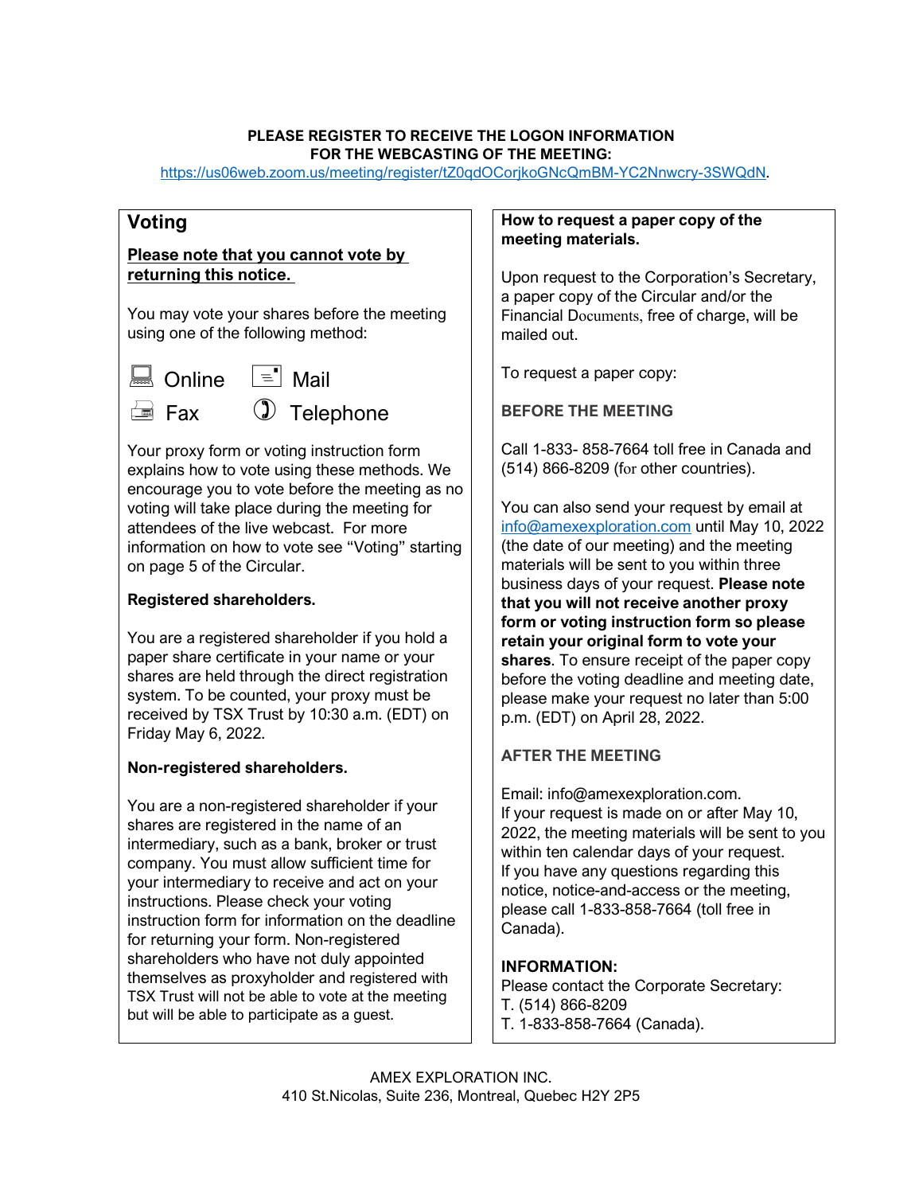**PLEASE REGISTER TO RECEIVE THE LOGON INFORMATION FOR THE WEBCASTING OF THE MEETING:**

https://us06web.zoom.us/meeting/register/tZ0qdOCorjkoGNcQmBM-YC2Nnwcry-3SWQdN.

## Voting

**Please note that you cannot vote by returning this notice.**

You may vote your shares before the meeting using one of the following method:

Online Mail

Fax Telephone

Your proxy form or voting instruction form explains how to vote using these methods. We encourage you to vote before the meeting as no voting will take place during the meeting for attendees of the live webcast. For more information on how to vote see "Voting" starting on page 5 of the Circular.

**Registered shareholders.**

You are a registered shareholder if you hold a paper share certificate in your name or your shares are held through the direct registration system. To be counted, your proxy must be received by TSX Trust by 10:30 a.m. (EDT) on Friday May 6, 2022.

**Non-registered shareholders.**

You are a non-registered shareholder if your shares are registered in the name of an intermediary, such as a bank, broker or trust company. You must allow sufficient time for your intermediary to receive and act on your instructions. Please check your voting instruction form for information on the deadline for returning your form. Non-registered shareholders who have not duly appointed themselves as proxyholder and registered with TSX Trust will not be able to vote at the meeting but will be able to participate as a guest.

## How to request a paper copy of the meeting materials.

Upon request to the Corporation's Secretary, a paper copy of the Circular and/or the Financial Documents, free of charge, will be mailed out.

To request a paper copy:

**BEFORE THE MEETING**

Call 1-833- 858-7664 toll free in Canada and (514) 866-8209 (for other countries).

You can also send your request by email at info@amexexploration.com until May 10, 2022 (the date of our meeting) and the meeting materials will be sent to you within three business days of your request. **Please note that you will not receive another proxy form or voting instruction form so please retain your original form to vote your shares**. To ensure receipt of the paper copy before the voting deadline and meeting date, please make your request no later than 5:00 p.m. (EDT) on April 28, 2022.

**AFTER THE MEETING**

Email: info@amexexploration.com.
If your request is made on or after May 10, 2022, the meeting materials will be sent to you within ten calendar days of your request.
If you have any questions regarding this notice, notice-and-access or the meeting, please call 1-833-858-7664 (toll free in Canada).

**INFORMATION:**
Please contact the Corporate Secretary:
T. (514) 866-8209
T. 1-833-858-7664 (Canada).

AMEX EXPLORATION INC.
410 St.Nicolas, Suite 236, Montreal, Quebec H2Y 2P5